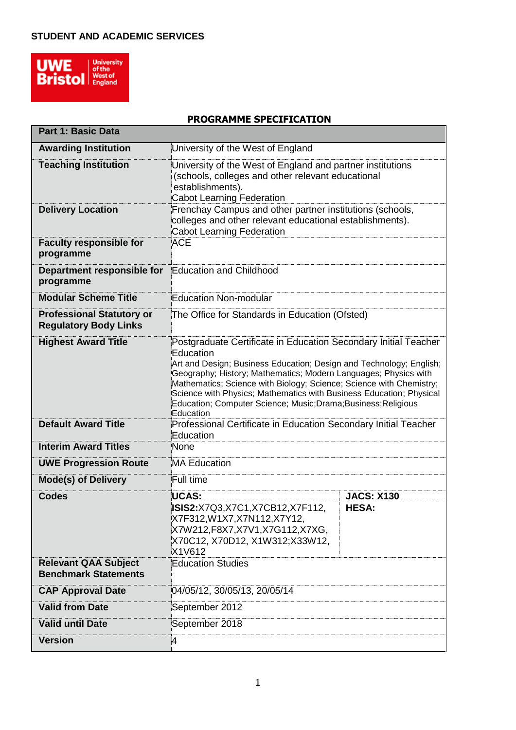**STUDENT AND ACADEMIC SERVICES**

# PROGRAMME SPECIFICATION

| Part 1: Basic Data | | |
|---|---|---|
| **Awarding Institution** | University of the West of England | |
| **Teaching Institution** | University of the West of England and partner institutions (schools, colleges and other relevant educational establishments). Cabot Learning Federation | |
| **Delivery Location** | Frenchay Campus and other partner institutions (schools, colleges and other relevant educational establishments). Cabot Learning Federation | |
| **Faculty responsible for programme** | ACE | |
| **Department responsible for programme** | Education and Childhood | |
| **Modular Scheme Title** | Education Non-modular | |
| **Professional Statutory or Regulatory Body Links** | The Office for Standards in Education (Ofsted) | |
| **Highest Award Title** | Postgraduate Certificate in Education Secondary Initial Teacher Education Art and Design; Business Education; Design and Technology; English; Geography; History; Mathematics; Modern Languages; Physics with Mathematics; Science with Biology; Science; Science with Chemistry; Science with Physics; Mathematics with Business Education; Physical Education; Computer Science; Music;Drama;Business;Religious Education | |
| **Default Award Title** | Professional Certificate in Education Secondary Initial Teacher Education | |
| **Interim Award Titles** | None | |
| **UWE Progression Route** | MA Education | |
| **Mode(s) of Delivery** | Full time | |
| **Codes** | **UCAS:** **ISIS2:**X7Q3,X7C1,X7CB12,X7F112, X7F312,W1X7,X7N112,X7Y12, X7W212,F8X7,X7V1,X7G112,X7XG, X70C12, X70D12, X1W312;X33W12, X1V612 | **JACS: X130** **HESA:** |
| **Relevant QAA Subject Benchmark Statements** | Education Studies | |
| **CAP Approval Date** | 04/05/12, 30/05/13, 20/05/14 | |
| **Valid from Date** | September 2012 | |
| **Valid until Date** | September 2018 | |
| **Version** | 4 | |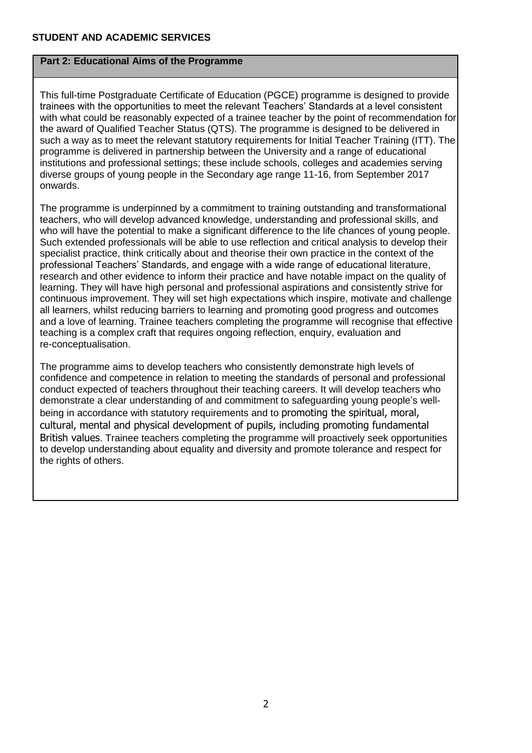**STUDENT AND ACADEMIC SERVICES**

## Part 2: Educational Aims of the Programme

This full-time Postgraduate Certificate of Education (PGCE) programme is designed to provide trainees with the opportunities to meet the relevant Teachers' Standards at a level consistent with what could be reasonably expected of a trainee teacher by the point of recommendation for the award of Qualified Teacher Status (QTS). The programme is designed to be delivered in such a way as to meet the relevant statutory requirements for Initial Teacher Training (ITT). The programme is delivered in partnership between the University and a range of educational institutions and professional settings; these include schools, colleges and academies serving diverse groups of young people in the Secondary age range 11-16, from September 2017 onwards.

The programme is underpinned by a commitment to training outstanding and transformational teachers, who will develop advanced knowledge, understanding and professional skills, and who will have the potential to make a significant difference to the life chances of young people. Such extended professionals will be able to use reflection and critical analysis to develop their specialist practice, think critically about and theorise their own practice in the context of the professional Teachers' Standards, and engage with a wide range of educational literature, research and other evidence to inform their practice and have notable impact on the quality of learning. They will have high personal and professional aspirations and consistently strive for continuous improvement. They will set high expectations which inspire, motivate and challenge all learners, whilst reducing barriers to learning and promoting good progress and outcomes and a love of learning. Trainee teachers completing the programme will recognise that effective teaching is a complex craft that requires ongoing reflection, enquiry, evaluation and re-conceptualisation.

The programme aims to develop teachers who consistently demonstrate high levels of confidence and competence in relation to meeting the standards of personal and professional conduct expected of teachers throughout their teaching careers. It will develop teachers who demonstrate a clear understanding of and commitment to safeguarding young people's well-being in accordance with statutory requirements and to promoting the spiritual, moral, cultural, mental and physical development of pupils, including promoting fundamental British values. Trainee teachers completing the programme will proactively seek opportunities to develop understanding about equality and diversity and promote tolerance and respect for the rights of others.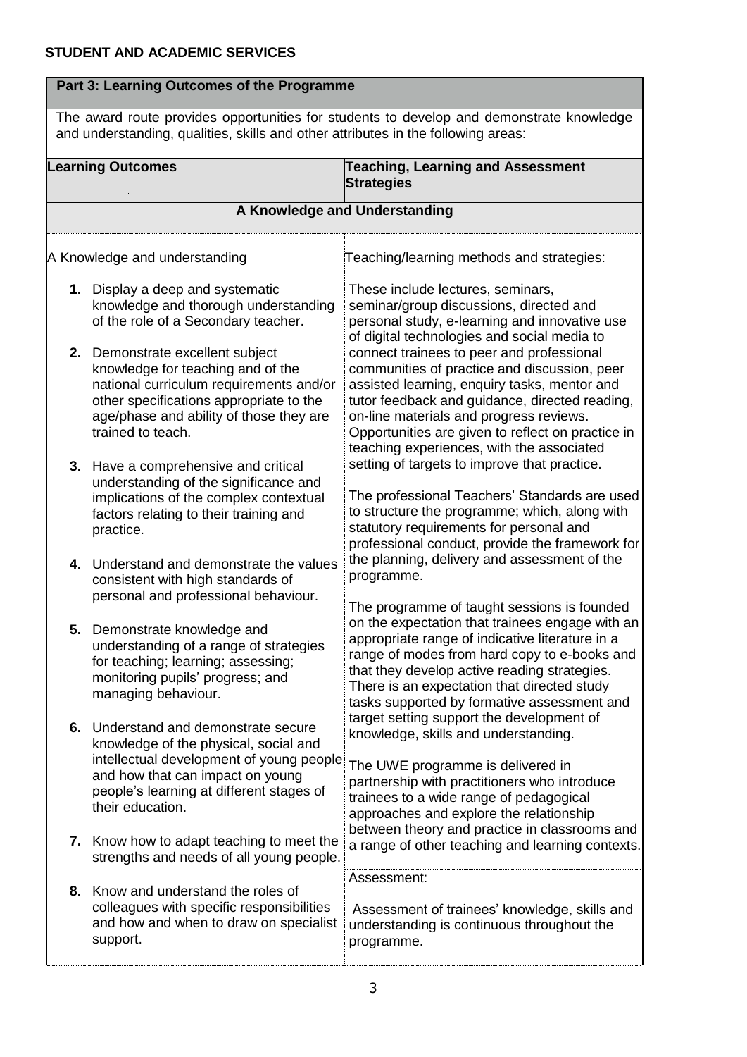**STUDENT AND ACADEMIC SERVICES**

| Part 3: Learning Outcomes of the Programme | |
|---|---|
| The award route provides opportunities for students to develop and demonstrate knowledge and understanding, qualities, skills and other attributes in the following areas: | |
| **Learning Outcomes** | **Teaching, Learning and Assessment Strategies** |
| **A Knowledge and Understanding** | |
| A Knowledge and understanding<br><br>**1.** Display a deep and systematic knowledge and thorough understanding of the role of a Secondary teacher.<br><br>**2.** Demonstrate excellent subject knowledge for teaching and of the national curriculum requirements and/or other specifications appropriate to the age/phase and ability of those they are trained to teach.<br><br>**3.** Have a comprehensive and critical understanding of the significance and implications of the complex contextual factors relating to their training and practice.<br><br>**4.** Understand and demonstrate the values consistent with high standards of personal and professional behaviour.<br><br>**5.** Demonstrate knowledge and understanding of a range of strategies for teaching; learning; assessing; monitoring pupils' progress; and managing behaviour.<br><br>**6.** Understand and demonstrate secure knowledge of the physical, social and intellectual development of young people and how that can impact on young people's learning at different stages of their education.<br><br>**7.** Know how to adapt teaching to meet the strengths and needs of all young people.<br><br>**8.** Know and understand the roles of colleagues with specific responsibilities and how and when to draw on specialist support. | Teaching/learning methods and strategies:<br><br>These include lectures, seminars, seminar/group discussions, directed and personal study, e-learning and innovative use of digital technologies and social media to connect trainees to peer and professional communities of practice and discussion, peer assisted learning, enquiry tasks, mentor and tutor feedback and guidance, directed reading, on-line materials and progress reviews. Opportunities are given to reflect on practice in teaching experiences, with the associated setting of targets to improve that practice.<br><br>The professional Teachers' Standards are used to structure the programme; which, along with statutory requirements for personal and professional conduct, provide the framework for the planning, delivery and assessment of the programme.<br><br>The programme of taught sessions is founded on the expectation that trainees engage with an appropriate range of indicative literature in a range of modes from hard copy to e-books and that they develop active reading strategies. There is an expectation that directed study tasks supported by formative assessment and target setting support the development of knowledge, skills and understanding.<br><br>The UWE programme is delivered in partnership with practitioners who introduce trainees to a wide range of pedagogical approaches and explore the relationship between theory and practice in classrooms and a range of other teaching and learning contexts.<br><br>Assessment:<br><br>Assessment of trainees' knowledge, skills and understanding is continuous throughout the programme. |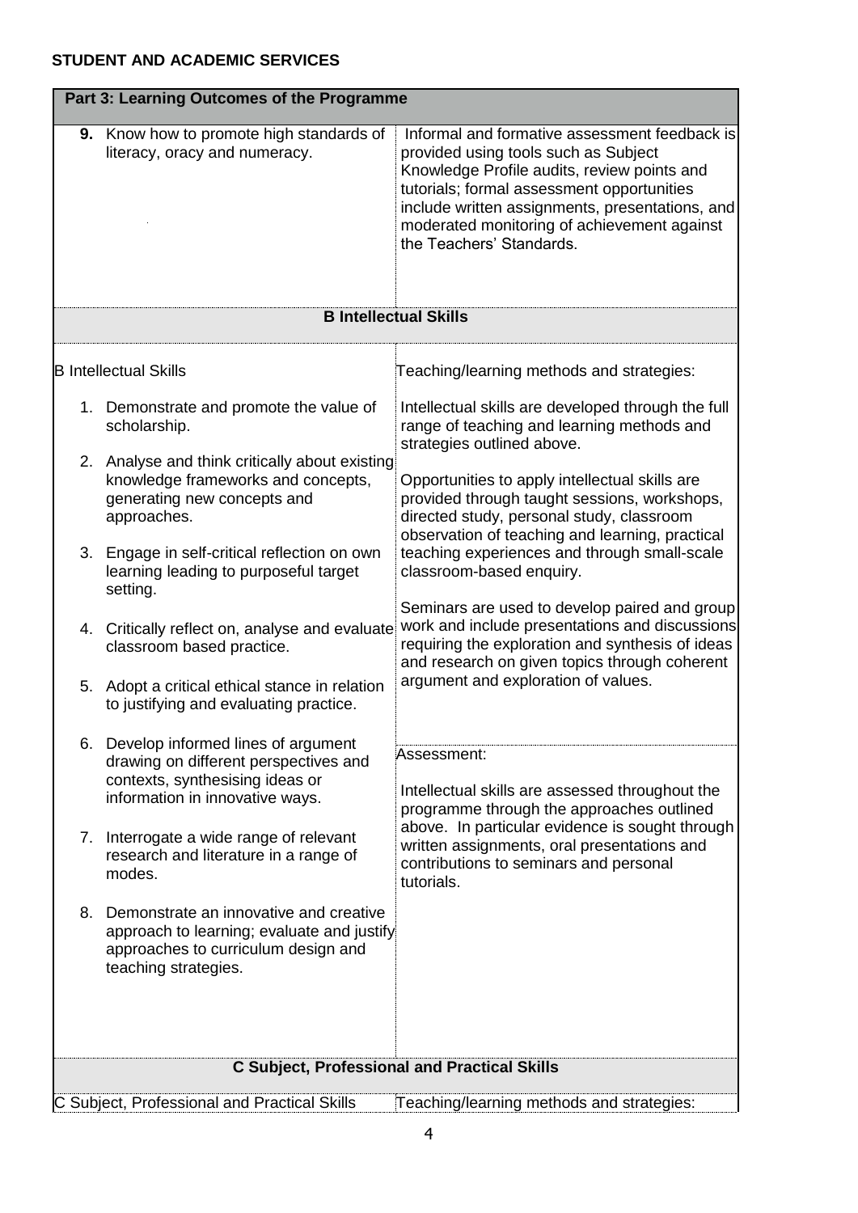**STUDENT AND ACADEMIC SERVICES**

| Part 3: Learning Outcomes of the Programme | |
|---|---|
| **9.** Know how to promote high standards of literacy, oracy and numeracy. | Informal and formative assessment feedback is provided using tools such as Subject Knowledge Profile audits, review points and tutorials; formal assessment opportunities include written assignments, presentations, and moderated monitoring of achievement against the Teachers' Standards. |
| **B Intellectual Skills** | |
| B Intellectual Skills<br><br>1. Demonstrate and promote the value of scholarship.<br>2. Analyse and think critically about existing knowledge frameworks and concepts, generating new concepts and approaches.<br>3. Engage in self-critical reflection on own learning leading to purposeful target setting.<br>4. Critically reflect on, analyse and evaluate classroom based practice.<br>5. Adopt a critical ethical stance in relation to justifying and evaluating practice.<br>6. Develop informed lines of argument drawing on different perspectives and contexts, synthesising ideas or information in innovative ways.<br>7. Interrogate a wide range of relevant research and literature in a range of modes.<br>8. Demonstrate an innovative and creative approach to learning; evaluate and justify approaches to curriculum design and teaching strategies. | Teaching/learning methods and strategies:<br><br>Intellectual skills are developed through the full range of teaching and learning methods and strategies outlined above.<br><br>Opportunities to apply intellectual skills are provided through taught sessions, workshops, directed study, personal study, classroom observation of teaching and learning, practical teaching experiences and through small-scale classroom-based enquiry.<br><br>Seminars are used to develop paired and group work and include presentations and discussions requiring the exploration and synthesis of ideas and research on given topics through coherent argument and exploration of values.<br><br>Assessment:<br><br>Intellectual skills are assessed throughout the programme through the approaches outlined above. In particular evidence is sought through written assignments, oral presentations and contributions to seminars and personal tutorials. |
| **C Subject, Professional and Practical Skills** | |
| C Subject, Professional and Practical Skills | Teaching/learning methods and strategies: |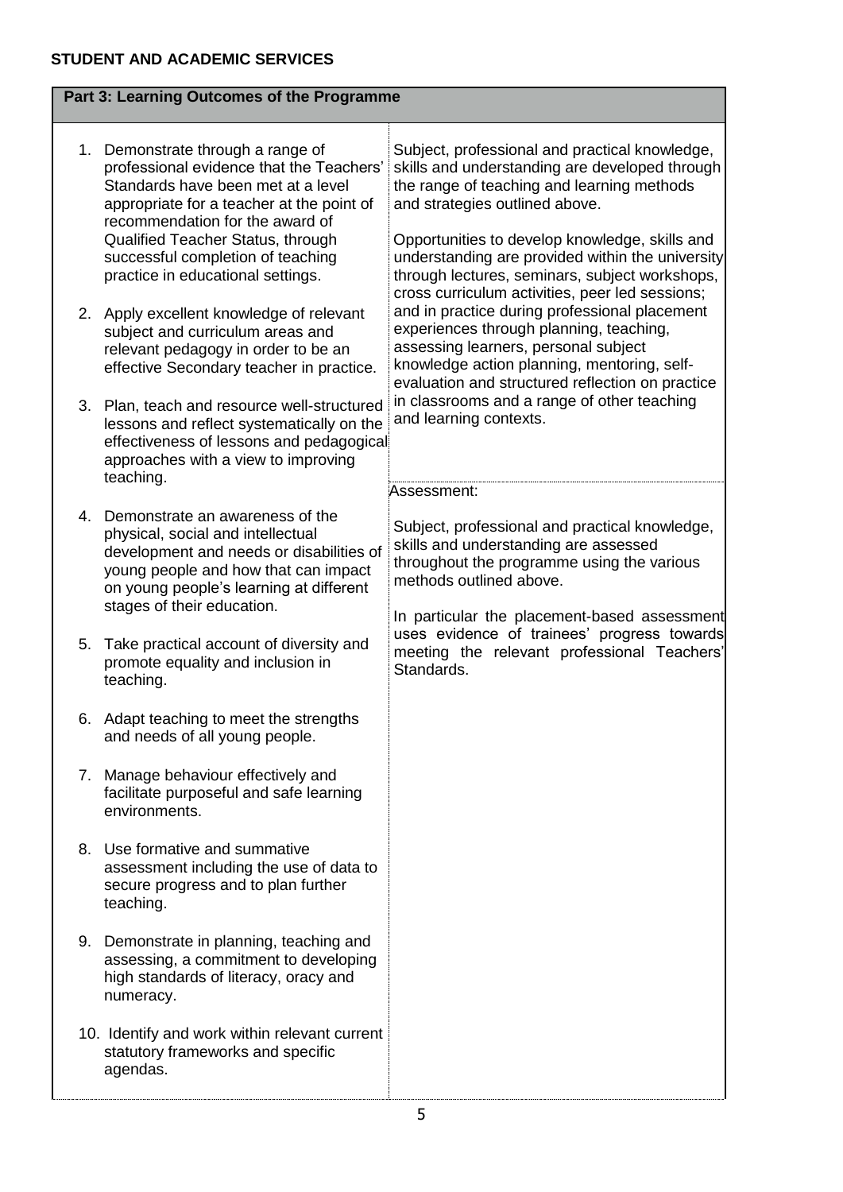**STUDENT AND ACADEMIC SERVICES**

| Part 3: Learning Outcomes of the Programme | |
|---|---|
| 1. Demonstrate through a range of professional evidence that the Teachers' Standards have been met at a level appropriate for a teacher at the point of recommendation for the award of Qualified Teacher Status, through successful completion of teaching practice in educational settings.<br><br>2. Apply excellent knowledge of relevant subject and curriculum areas and relevant pedagogy in order to be an effective Secondary teacher in practice.<br><br>3. Plan, teach and resource well-structured lessons and reflect systematically on the effectiveness of lessons and pedagogical approaches with a view to improving teaching. | Subject, professional and practical knowledge, skills and understanding are developed through the range of teaching and learning methods and strategies outlined above.<br><br>Opportunities to develop knowledge, skills and understanding are provided within the university through lectures, seminars, subject workshops, cross curriculum activities, peer led sessions; and in practice during professional placement experiences through planning, teaching, assessing learners, personal subject knowledge action planning, mentoring, self-evaluation and structured reflection on practice in classrooms and a range of other teaching and learning contexts. |
| 4. Demonstrate an awareness of the physical, social and intellectual development and needs or disabilities of young people and how that can impact on young people's learning at different stages of their education.<br><br>5. Take practical account of diversity and promote equality and inclusion in teaching.<br><br>6. Adapt teaching to meet the strengths and needs of all young people.<br><br>7. Manage behaviour effectively and facilitate purposeful and safe learning environments.<br><br>8. Use formative and summative assessment including the use of data to secure progress and to plan further teaching.<br><br>9. Demonstrate in planning, teaching and assessing, a commitment to developing high standards of literacy, oracy and numeracy.<br><br>10. Identify and work within relevant current statutory frameworks and specific agendas. | Assessment:<br><br>Subject, professional and practical knowledge, skills and understanding are assessed throughout the programme using the various methods outlined above.<br><br>In particular the placement-based assessment uses evidence of trainees' progress towards meeting the relevant professional Teachers' Standards. |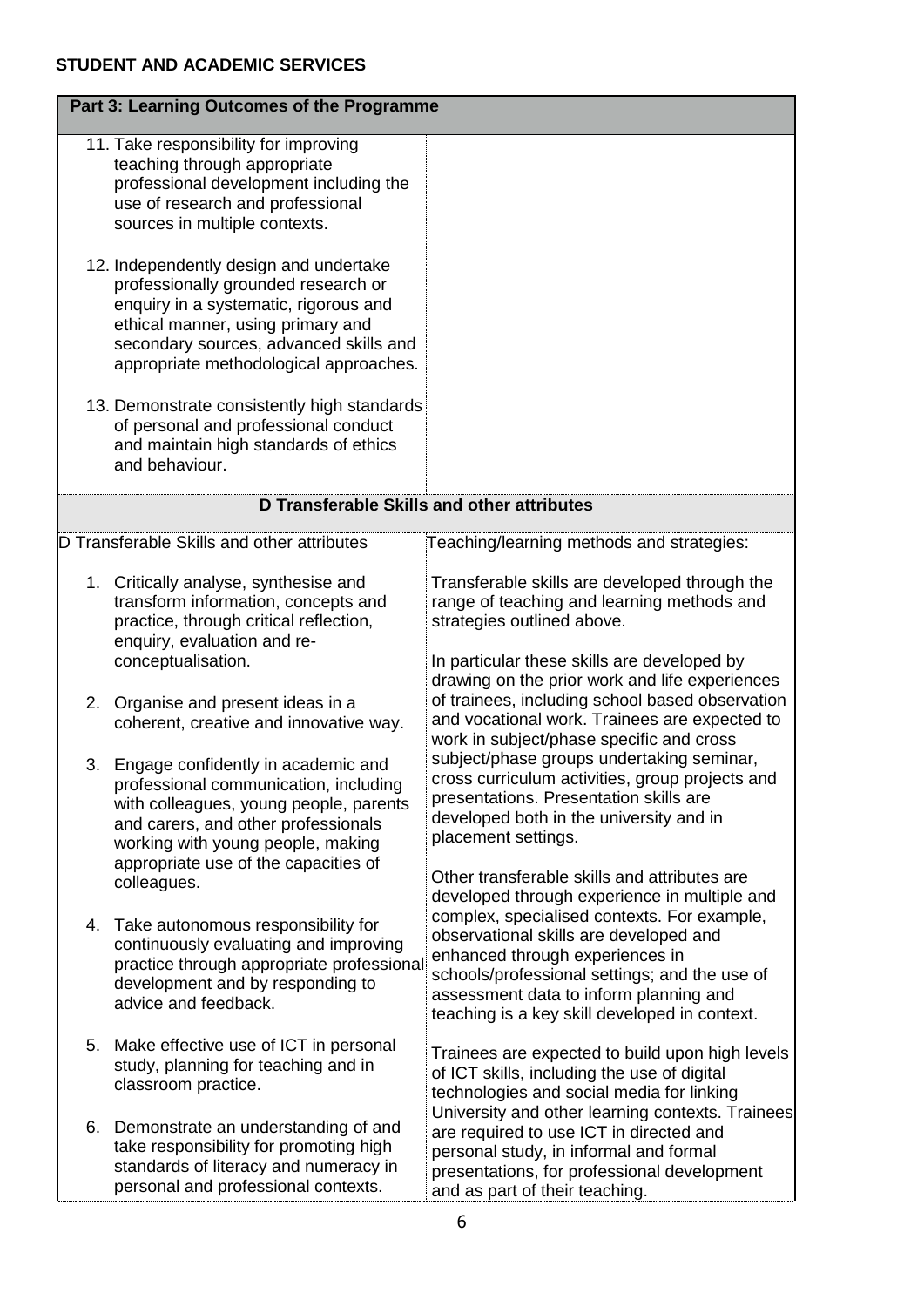**STUDENT AND ACADEMIC SERVICES**

| Part 3: Learning Outcomes of the Programme | |
|---|---|
| 11. Take responsibility for improving teaching through appropriate professional development including the use of research and professional sources in multiple contexts.<br><br>12. Independently design and undertake professionally grounded research or enquiry in a systematic, rigorous and ethical manner, using primary and secondary sources, advanced skills and appropriate methodological approaches.<br><br>13. Demonstrate consistently high standards of personal and professional conduct and maintain high standards of ethics and behaviour. | |
| **D Transferable Skills and other attributes** | |
| D Transferable Skills and other attributes | Teaching/learning methods and strategies: |
| 1. Critically analyse, synthesise and transform information, concepts and practice, through critical reflection, enquiry, evaluation and re-conceptualisation.<br><br>2. Organise and present ideas in a coherent, creative and innovative way.<br><br>3. Engage confidently in academic and professional communication, including with colleagues, young people, parents and carers, and other professionals working with young people, making appropriate use of the capacities of colleagues.<br><br>4. Take autonomous responsibility for continuously evaluating and improving practice through appropriate professional development and by responding to advice and feedback.<br><br>5. Make effective use of ICT in personal study, planning for teaching and in classroom practice.<br><br>6. Demonstrate an understanding of and take responsibility for promoting high standards of literacy and numeracy in personal and professional contexts. | Transferable skills are developed through the range of teaching and learning methods and strategies outlined above.<br><br>In particular these skills are developed by drawing on the prior work and life experiences of trainees, including school based observation and vocational work. Trainees are expected to work in subject/phase specific and cross subject/phase groups undertaking seminar, cross curriculum activities, group projects and presentations. Presentation skills are developed both in the university and in placement settings.<br><br>Other transferable skills and attributes are developed through experience in multiple and complex, specialised contexts. For example, observational skills are developed and enhanced through experiences in schools/professional settings; and the use of assessment data to inform planning and teaching is a key skill developed in context.<br><br>Trainees are expected to build upon high levels of ICT skills, including the use of digital technologies and social media for linking University and other learning contexts. Trainees are required to use ICT in directed and personal study, in informal and formal presentations, for professional development and as part of their teaching. |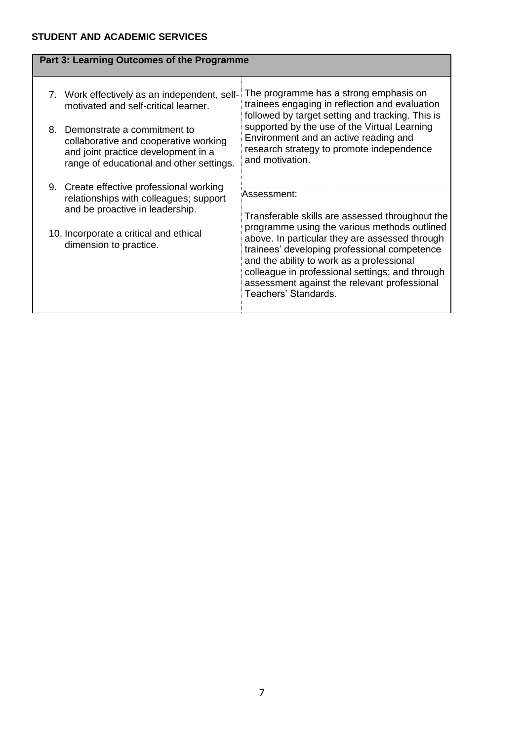**STUDENT AND ACADEMIC SERVICES**

| Part 3: Learning Outcomes of the Programme | |
|---|---|
| 7. Work effectively as an independent, self-motivated and self-critical learner.<br><br>8. Demonstrate a commitment to collaborative and cooperative working and joint practice development in a range of educational and other settings.<br><br>9. Create effective professional working relationships with colleagues; support and be proactive in leadership.<br><br>10. Incorporate a critical and ethical dimension to practice. | The programme has a strong emphasis on trainees engaging in reflection and evaluation followed by target setting and tracking. This is supported by the use of the Virtual Learning Environment and an active reading and research strategy to promote independence and motivation.<br><br>Assessment:<br><br>Transferable skills are assessed throughout the programme using the various methods outlined above. In particular they are assessed through trainees' developing professional competence and the ability to work as a professional colleague in professional settings; and through assessment against the relevant professional Teachers' Standards. |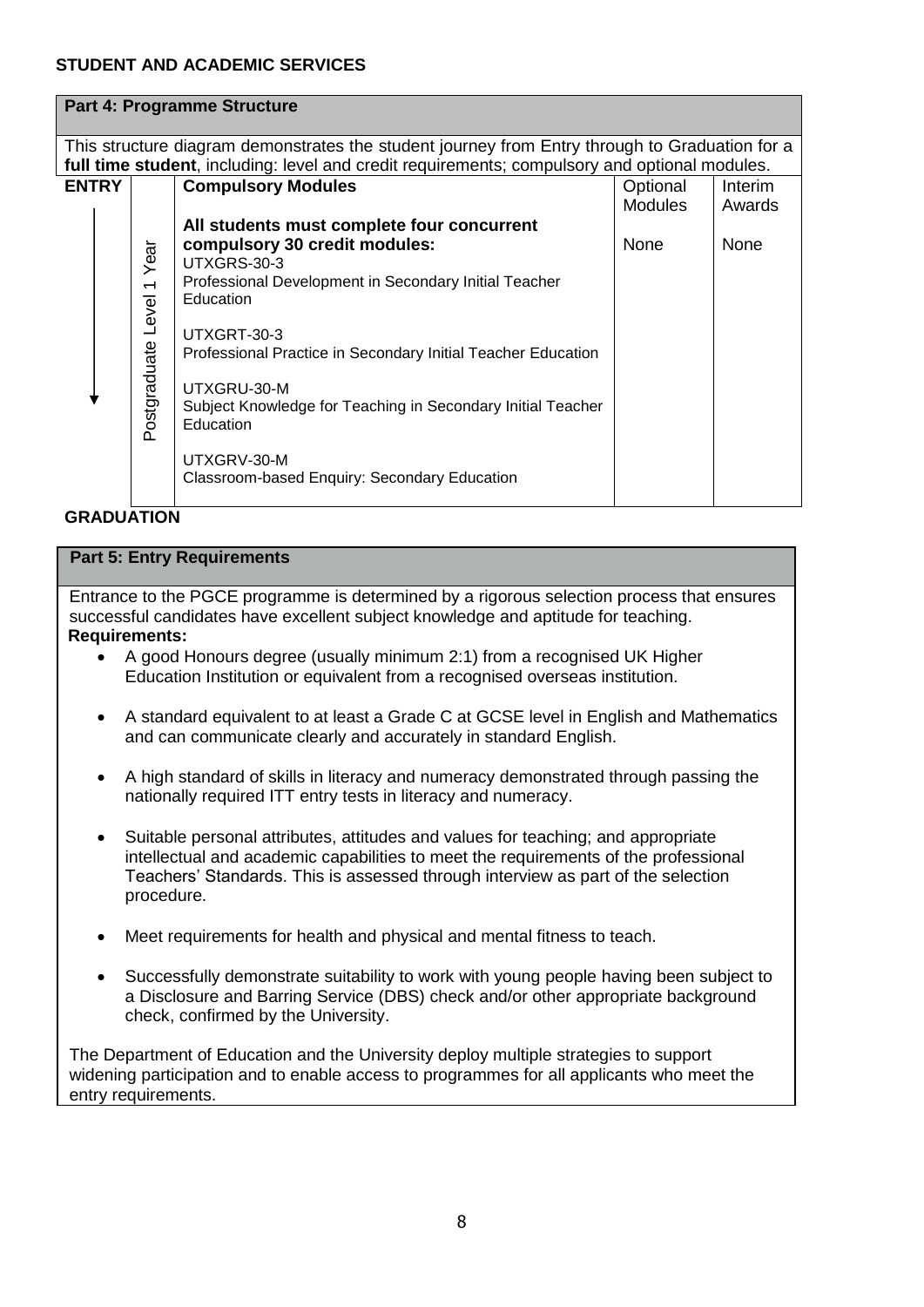**STUDENT AND ACADEMIC SERVICES**

## Part 4: Programme Structure

This structure diagram demonstrates the student journey from Entry through to Graduation for a **full time student**, including: level and credit requirements; compulsory and optional modules.

| ENTRY | | Compulsory Modules | Optional Modules | Interim Awards |
|---|---|---|---|---|
| ↓ | Postgraduate Level 1 Year | **All students must complete four concurrent compulsory 30 credit modules:**<br>UTXGRS-30-3<br>Professional Development in Secondary Initial Teacher Education<br><br>UTXGRT-30-3<br>Professional Practice in Secondary Initial Teacher Education<br><br>UTXGRU-30-M<br>Subject Knowledge for Teaching in Secondary Initial Teacher Education<br><br>UTXGRV-30-M<br>Classroom-based Enquiry: Secondary Education | None | None |

**GRADUATION**

## Part 5: Entry Requirements

Entrance to the PGCE programme is determined by a rigorous selection process that ensures successful candidates have excellent subject knowledge and aptitude for teaching.

**Requirements:**

- A good Honours degree (usually minimum 2:1) from a recognised UK Higher Education Institution or equivalent from a recognised overseas institution.
- A standard equivalent to at least a Grade C at GCSE level in English and Mathematics and can communicate clearly and accurately in standard English.
- A high standard of skills in literacy and numeracy demonstrated through passing the nationally required ITT entry tests in literacy and numeracy.
- Suitable personal attributes, attitudes and values for teaching; and appropriate intellectual and academic capabilities to meet the requirements of the professional Teachers' Standards. This is assessed through interview as part of the selection procedure.
- Meet requirements for health and physical and mental fitness to teach.
- Successfully demonstrate suitability to work with young people having been subject to a Disclosure and Barring Service (DBS) check and/or other appropriate background check, confirmed by the University.

The Department of Education and the University deploy multiple strategies to support widening participation and to enable access to programmes for all applicants who meet the entry requirements.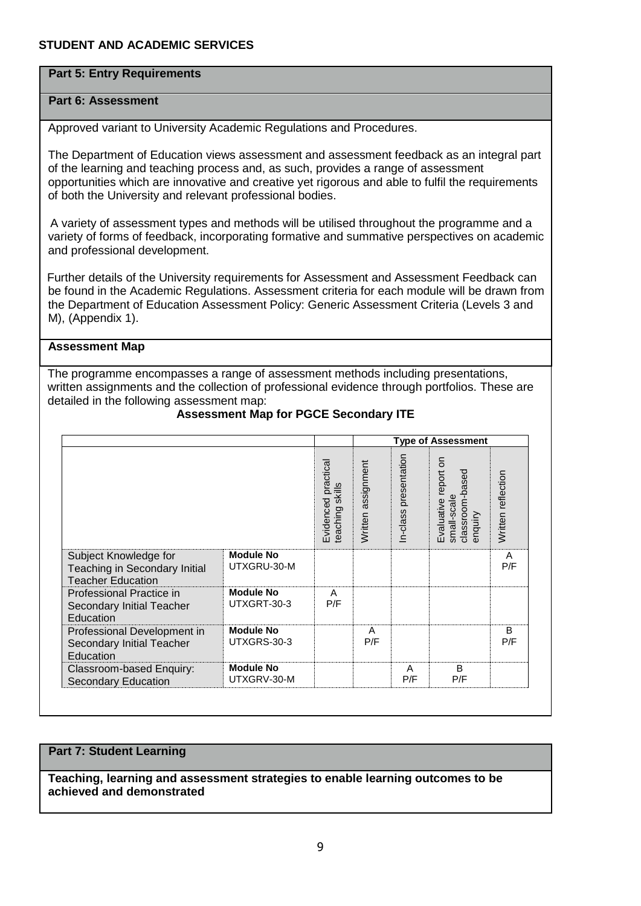**STUDENT AND ACADEMIC SERVICES**

## Part 5: Entry Requirements

## Part 6: Assessment

Approved variant to University Academic Regulations and Procedures.

The Department of Education views assessment and assessment feedback as an integral part of the learning and teaching process and, as such, provides a range of assessment opportunities which are innovative and creative yet rigorous and able to fulfil the requirements of both the University and relevant professional bodies.

A variety of assessment types and methods will be utilised throughout the programme and a variety of forms of feedback, incorporating formative and summative perspectives on academic and professional development.

Further details of the University requirements for Assessment and Assessment Feedback can be found in the Academic Regulations. Assessment criteria for each module will be drawn from the Department of Education Assessment Policy: Generic Assessment Criteria (Levels 3 and M), (Appendix 1).

### Assessment Map

The programme encompasses a range of assessment methods including presentations, written assignments and the collection of professional evidence through portfolios. These are detailed in the following assessment map:

**Assessment Map for PGCE Secondary ITE**

| | | | Type of Assessment | | | |
|---|---|---|---|---|---|---|
| | | Evidenced practical teaching skills | Written assignment | In-class presentation | Evaluative report on small-scale classroom-based enquiry | Written reflection |
| Subject Knowledge for Teaching in Secondary Initial Teacher Education | **Module No** UTXGRU-30-M | | | | | A P/F |
| Professional Practice in Secondary Initial Teacher Education | **Module No** UTXGRT-30-3 | A P/F | | | | |
| Professional Development in Secondary Initial Teacher Education | **Module No** UTXGRS-30-3 | | A P/F | | | B P/F |
| Classroom-based Enquiry: Secondary Education | **Module No** UTXGRV-30-M | | | A P/F | B P/F | |

## Part 7: Student Learning

**Teaching, learning and assessment strategies to enable learning outcomes to be achieved and demonstrated**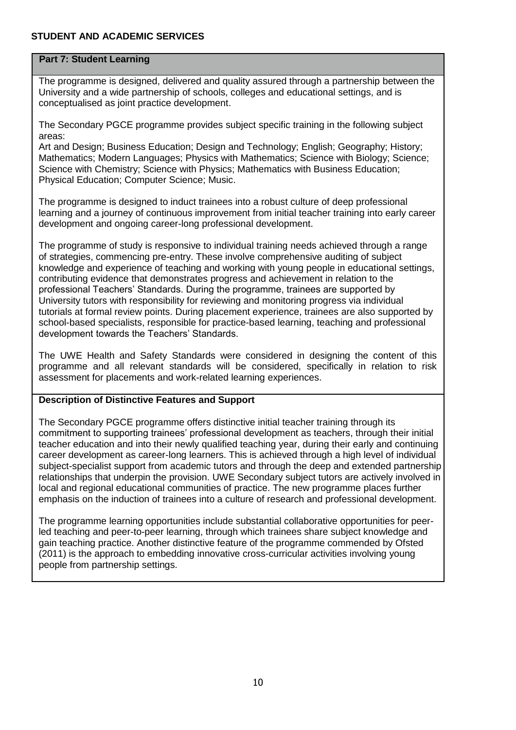**STUDENT AND ACADEMIC SERVICES**

## Part 7: Student Learning

The programme is designed, delivered and quality assured through a partnership between the University and a wide partnership of schools, colleges and educational settings, and is conceptualised as joint practice development.

The Secondary PGCE programme provides subject specific training in the following subject areas:
Art and Design; Business Education; Design and Technology; English; Geography; History; Mathematics; Modern Languages; Physics with Mathematics; Science with Biology; Science; Science with Chemistry; Science with Physics; Mathematics with Business Education; Physical Education; Computer Science; Music.

The programme is designed to induct trainees into a robust culture of deep professional learning and a journey of continuous improvement from initial teacher training into early career development and ongoing career-long professional development.

The programme of study is responsive to individual training needs achieved through a range of strategies, commencing pre-entry. These involve comprehensive auditing of subject knowledge and experience of teaching and working with young people in educational settings, contributing evidence that demonstrates progress and achievement in relation to the professional Teachers' Standards. During the programme, trainees are supported by University tutors with responsibility for reviewing and monitoring progress via individual tutorials at formal review points. During placement experience, trainees are also supported by school-based specialists, responsible for practice-based learning, teaching and professional development towards the Teachers' Standards.

The UWE Health and Safety Standards were considered in designing the content of this programme and all relevant standards will be considered, specifically in relation to risk assessment for placements and work-related learning experiences.

### Description of Distinctive Features and Support

The Secondary PGCE programme offers distinctive initial teacher training through its commitment to supporting trainees' professional development as teachers, through their initial teacher education and into their newly qualified teaching year, during their early and continuing career development as career-long learners. This is achieved through a high level of individual subject-specialist support from academic tutors and through the deep and extended partnership relationships that underpin the provision. UWE Secondary subject tutors are actively involved in local and regional educational communities of practice. The new programme places further emphasis on the induction of trainees into a culture of research and professional development.

The programme learning opportunities include substantial collaborative opportunities for peer-led teaching and peer-to-peer learning, through which trainees share subject knowledge and gain teaching practice. Another distinctive feature of the programme commended by Ofsted (2011) is the approach to embedding innovative cross-curricular activities involving young people from partnership settings.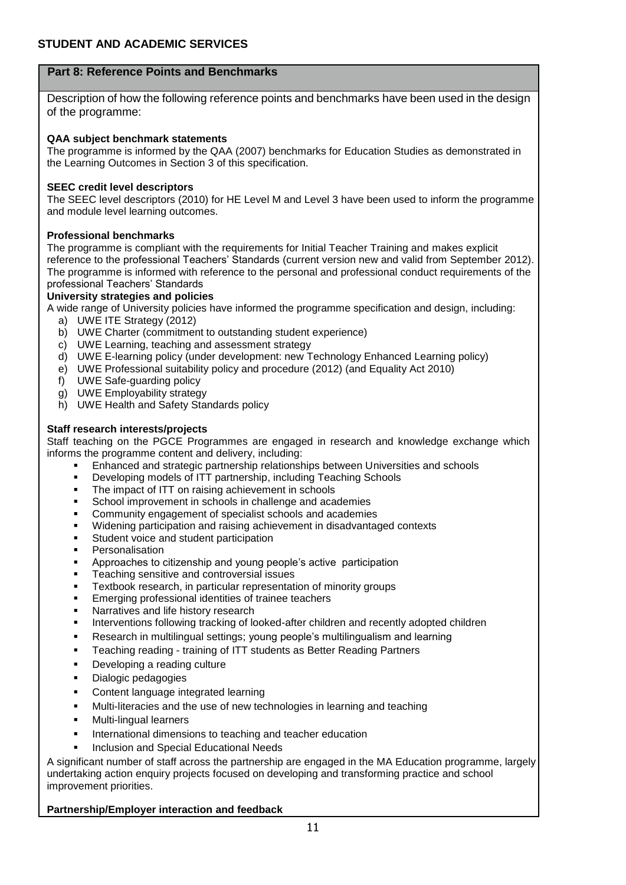**STUDENT AND ACADEMIC SERVICES**

## Part 8: Reference Points and Benchmarks

Description of how the following reference points and benchmarks have been used in the design of the programme:

**QAA subject benchmark statements**

The programme is informed by the QAA (2007) benchmarks for Education Studies as demonstrated in the Learning Outcomes in Section 3 of this specification.

**SEEC credit level descriptors**

The SEEC level descriptors (2010) for HE Level M and Level 3 have been used to inform the programme and module level learning outcomes.

**Professional benchmarks**

The programme is compliant with the requirements for Initial Teacher Training and makes explicit reference to the professional Teachers' Standards (current version new and valid from September 2012). The programme is informed with reference to the personal and professional conduct requirements of the professional Teachers' Standards

**University strategies and policies**

A wide range of University policies have informed the programme specification and design, including:

a) UWE ITE Strategy (2012)
b) UWE Charter (commitment to outstanding student experience)
c) UWE Learning, teaching and assessment strategy
d) UWE E-learning policy (under development: new Technology Enhanced Learning policy)
e) UWE Professional suitability policy and procedure (2012) (and Equality Act 2010)
f) UWE Safe-guarding policy
g) UWE Employability strategy
h) UWE Health and Safety Standards policy

**Staff research interests/projects**

Staff teaching on the PGCE Programmes are engaged in research and knowledge exchange which informs the programme content and delivery, including:

- Enhanced and strategic partnership relationships between Universities and schools
- Developing models of ITT partnership, including Teaching Schools
- The impact of ITT on raising achievement in schools
- School improvement in schools in challenge and academies
- Community engagement of specialist schools and academies
- Widening participation and raising achievement in disadvantaged contexts
- Student voice and student participation
- Personalisation
- Approaches to citizenship and young people's active participation
- Teaching sensitive and controversial issues
- Textbook research, in particular representation of minority groups
- Emerging professional identities of trainee teachers
- Narratives and life history research
- Interventions following tracking of looked-after children and recently adopted children
- Research in multilingual settings; young people's multilingualism and learning
- Teaching reading - training of ITT students as Better Reading Partners
- Developing a reading culture
- Dialogic pedagogies
- Content language integrated learning
- Multi-literacies and the use of new technologies in learning and teaching
- Multi-lingual learners
- International dimensions to teaching and teacher education
- Inclusion and Special Educational Needs

A significant number of staff across the partnership are engaged in the MA Education programme, largely undertaking action enquiry projects focused on developing and transforming practice and school improvement priorities.

**Partnership/Employer interaction and feedback**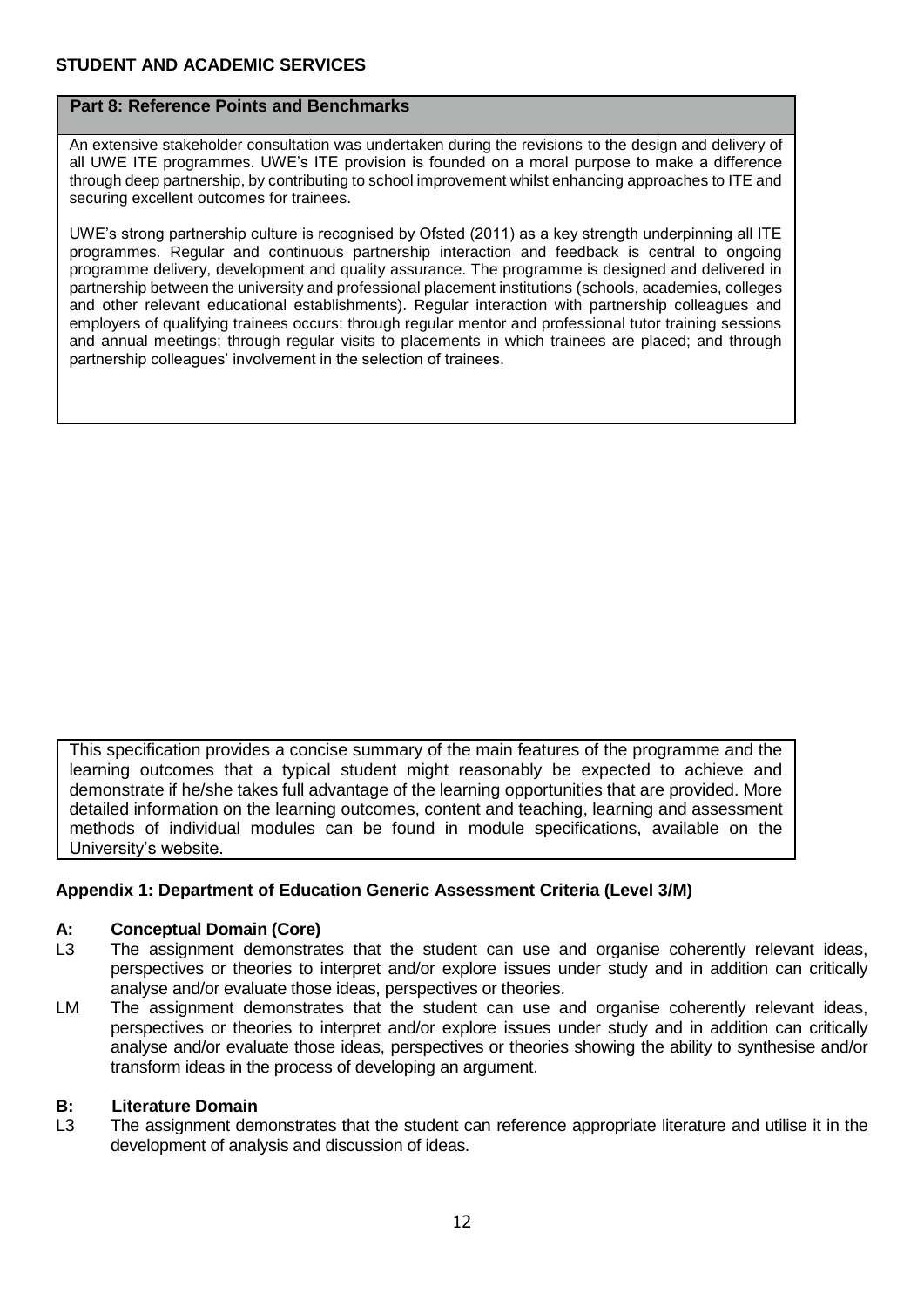**STUDENT AND ACADEMIC SERVICES**

| **Part 8: Reference Points and Benchmarks** |
| --- |
| An extensive stakeholder consultation was undertaken during the revisions to the design and delivery of all UWE ITE programmes. UWE's ITE provision is founded on a moral purpose to make a difference through deep partnership, by contributing to school improvement whilst enhancing approaches to ITE and securing excellent outcomes for trainees.<br><br>UWE's strong partnership culture is recognised by Ofsted (2011) as a key strength underpinning all ITE programmes. Regular and continuous partnership interaction and feedback is central to ongoing programme delivery, development and quality assurance. The programme is designed and delivered in partnership between the university and professional placement institutions (schools, academies, colleges and other relevant educational establishments). Regular interaction with partnership colleagues and employers of qualifying trainees occurs: through regular mentor and professional tutor training sessions and annual meetings; through regular visits to placements in which trainees are placed; and through partnership colleagues' involvement in the selection of trainees. |

This specification provides a concise summary of the main features of the programme and the learning outcomes that a typical student might reasonably be expected to achieve and demonstrate if he/she takes full advantage of the learning opportunities that are provided. More detailed information on the learning outcomes, content and teaching, learning and assessment methods of individual modules can be found in module specifications, available on the University's website.

**Appendix 1: Department of Education Generic Assessment Criteria (Level 3/M)**

**A: Conceptual Domain (Core)**

L3 The assignment demonstrates that the student can use and organise coherently relevant ideas, perspectives or theories to interpret and/or explore issues under study and in addition can critically analyse and/or evaluate those ideas, perspectives or theories.

LM The assignment demonstrates that the student can use and organise coherently relevant ideas, perspectives or theories to interpret and/or explore issues under study and in addition can critically analyse and/or evaluate those ideas, perspectives or theories showing the ability to synthesise and/or transform ideas in the process of developing an argument.

**B: Literature Domain**

L3 The assignment demonstrates that the student can reference appropriate literature and utilise it in the development of analysis and discussion of ideas.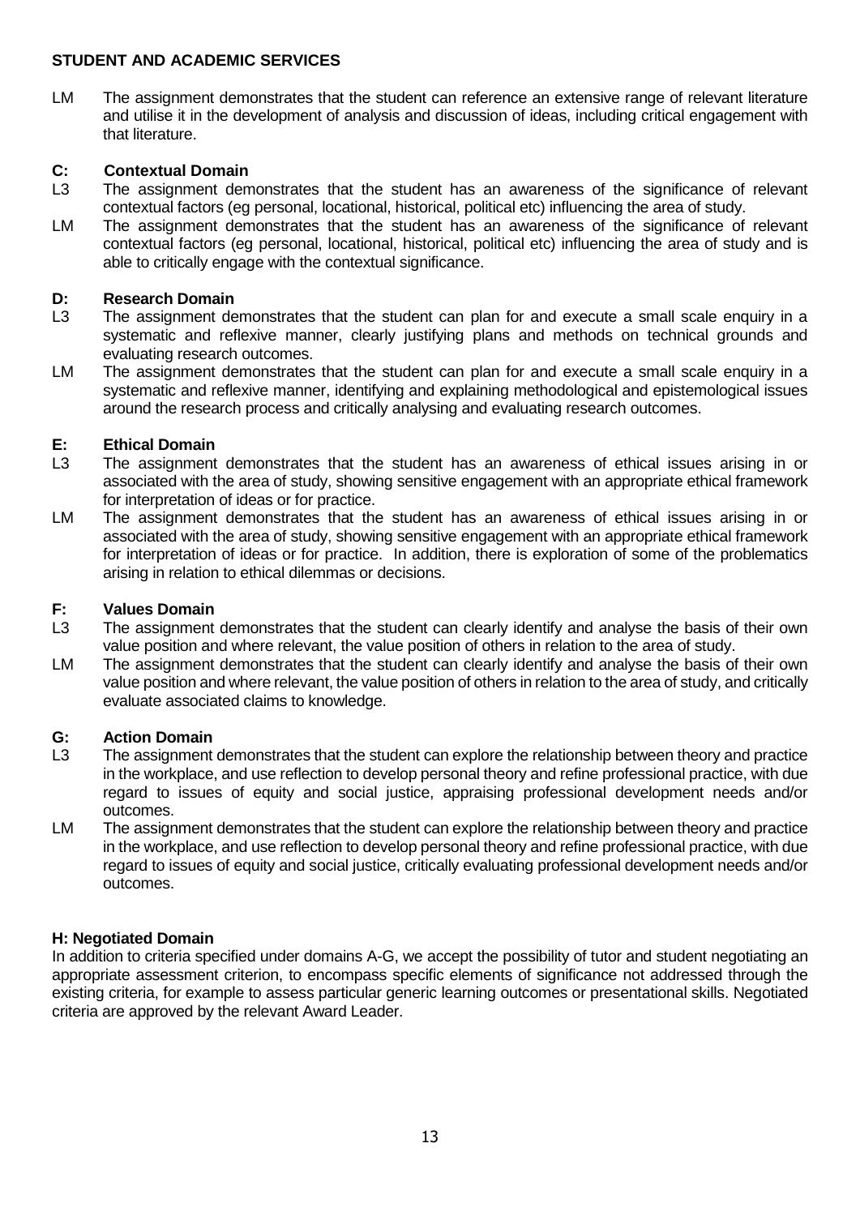**STUDENT AND ACADEMIC SERVICES**

LM The assignment demonstrates that the student can reference an extensive range of relevant literature and utilise it in the development of analysis and discussion of ideas, including critical engagement with that literature.

### C: Contextual Domain

L3 The assignment demonstrates that the student has an awareness of the significance of relevant contextual factors (eg personal, locational, historical, political etc) influencing the area of study.

LM The assignment demonstrates that the student has an awareness of the significance of relevant contextual factors (eg personal, locational, historical, political etc) influencing the area of study and is able to critically engage with the contextual significance.

### D: Research Domain

L3 The assignment demonstrates that the student can plan for and execute a small scale enquiry in a systematic and reflexive manner, clearly justifying plans and methods on technical grounds and evaluating research outcomes.

LM The assignment demonstrates that the student can plan for and execute a small scale enquiry in a systematic and reflexive manner, identifying and explaining methodological and epistemological issues around the research process and critically analysing and evaluating research outcomes.

### E: Ethical Domain

L3 The assignment demonstrates that the student has an awareness of ethical issues arising in or associated with the area of study, showing sensitive engagement with an appropriate ethical framework for interpretation of ideas or for practice.

LM The assignment demonstrates that the student has an awareness of ethical issues arising in or associated with the area of study, showing sensitive engagement with an appropriate ethical framework for interpretation of ideas or for practice. In addition, there is exploration of some of the problematics arising in relation to ethical dilemmas or decisions.

### F: Values Domain

L3 The assignment demonstrates that the student can clearly identify and analyse the basis of their own value position and where relevant, the value position of others in relation to the area of study.

LM The assignment demonstrates that the student can clearly identify and analyse the basis of their own value position and where relevant, the value position of others in relation to the area of study, and critically evaluate associated claims to knowledge.

### G: Action Domain

L3 The assignment demonstrates that the student can explore the relationship between theory and practice in the workplace, and use reflection to develop personal theory and refine professional practice, with due regard to issues of equity and social justice, appraising professional development needs and/or outcomes.

LM The assignment demonstrates that the student can explore the relationship between theory and practice in the workplace, and use reflection to develop personal theory and refine professional practice, with due regard to issues of equity and social justice, critically evaluating professional development needs and/or outcomes.

### H: Negotiated Domain

In addition to criteria specified under domains A-G, we accept the possibility of tutor and student negotiating an appropriate assessment criterion, to encompass specific elements of significance not addressed through the existing criteria, for example to assess particular generic learning outcomes or presentational skills. Negotiated criteria are approved by the relevant Award Leader.